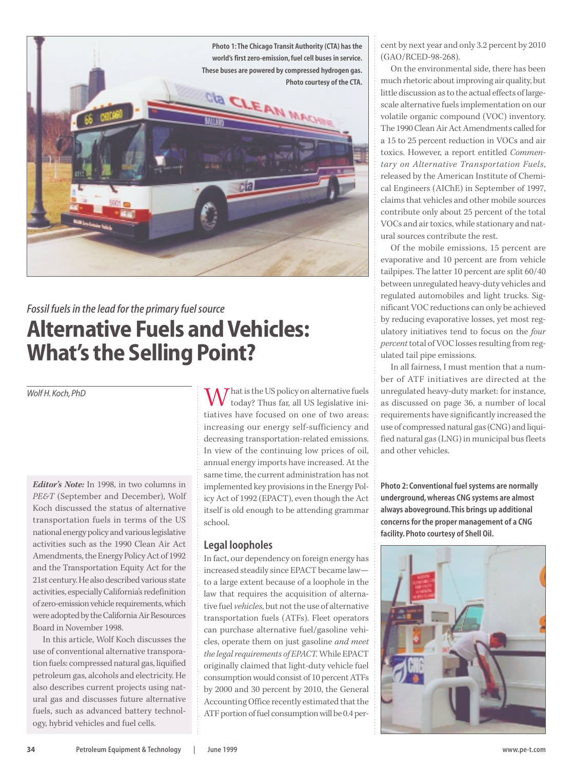Photo 1: The Chicago Transit Authority (CTA) has the world's first zero-emission, fuel cell buses in service. These buses are powered by compressed hydrogen gas. Photo courtesy of the CTA.

*Fossil fuels in the lead for the primary fuel source*

# Alternative Fuels and Vehicles: What's the Selling Point?

*Wolf H. Koch, PhD*

***Editor's Note:*** In 1998, in two columns in *PE&T* (September and December), Wolf Koch discussed the status of alternative transportation fuels in terms of the US national energy policy and various legislative activities such as the 1990 Clean Air Act Amendments, the Energy Policy Act of 1992 and the Transportation Equity Act for the 21st century. He also described various state activities, especially California's redefinition of zero-emission vehicle requirements, which were adopted by the California Air Resources Board in November 1998.

In this article, Wolf Koch discusses the use of conventional alternative transportation fuels: compressed natural gas, liquified petroleum gas, alcohols and electricity. He also describes current projects using natural gas and discusses future alternative fuels, such as advanced battery technology, hybrid vehicles and fuel cells.

What is the US policy on alternative fuels today? Thus far, all US legislative initiatives have focused on one of two areas: increasing our energy self-sufficiency and decreasing transportation-related emissions. In view of the continuing low prices of oil, annual energy imports have increased. At the same time, the current administration has not implemented key provisions in the Energy Policy Act of 1992 (EPACT), even though the Act itself is old enough to be attending grammar school.

## Legal loopholes

In fact, our dependency on foreign energy has increased steadily since EPACT became law—to a large extent because of a loophole in the law that requires the acquisition of alternative fuel *vehicles*, but not the use of alternative transportation fuels (ATFs). Fleet operators can purchase alternative fuel/gasoline vehicles, operate them on just gasoline *and meet the legal requirements of EPACT.* While EPACT originally claimed that light-duty vehicle fuel consumption would consist of 10 percent ATFs by 2000 and 30 percent by 2010, the General Accounting Office recently estimated that the ATF portion of fuel consumption will be 0.4 percent by next year and only 3.2 percent by 2010 (GAO/RCED-98-268).

On the environmental side, there has been much rhetoric about improving air quality, but little discussion as to the actual effects of large-scale alternative fuels implementation on our volatile organic compound (VOC) inventory. The 1990 Clean Air Act Amendments called for a 15 to 25 percent reduction in VOCs and air toxics. However, a report entitled *Commentary on Alternative Transportation Fuels*, released by the American Institute of Chemical Engineers (AIChE) in September of 1997, claims that vehicles and other mobile sources contribute only about 25 percent of the total VOCs and air toxics, while stationary and natural sources contribute the rest.

Of the mobile emissions, 15 percent are evaporative and 10 percent are from vehicle tailpipes. The latter 10 percent are split 60/40 between unregulated heavy-duty vehicles and regulated automobiles and light trucks. Significant VOC reductions can only be achieved by reducing evaporative losses, yet most regulatory initiatives tend to focus on the *four percent* total of VOC losses resulting from regulated tail pipe emissions.

In all fairness, I must mention that a number of ATF initiatives are directed at the unregulated heavy-duty market: for instance, as discussed on page 36, a number of local requirements have significantly increased the use of compressed natural gas (CNG) and liquified natural gas (LNG) in municipal bus fleets and other vehicles.

Photo 2: Conventional fuel systems are normally underground, whereas CNG systems are almost always aboveground. This brings up additional concerns for the proper management of a CNG facility. Photo courtesy of Shell Oil.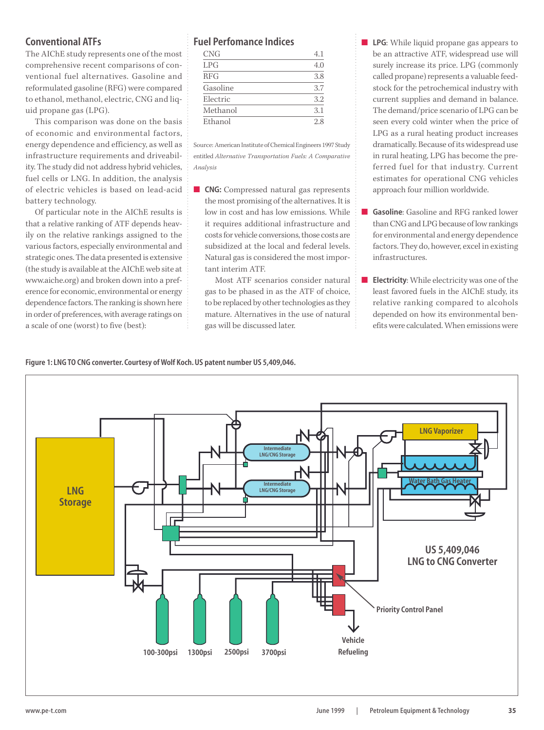## Conventional ATFs

The AIChE study represents one of the most comprehensive recent comparisons of conventional fuel alternatives. Gasoline and reformulated gasoline (RFG) were compared to ethanol, methanol, electric, CNG and liquid propane gas (LPG).

This comparison was done on the basis of economic and environmental factors, energy dependence and efficiency, as well as infrastructure requirements and driveability. The study did not address hybrid vehicles, fuel cells or LNG. In addition, the analysis of electric vehicles is based on lead-acid battery technology.

Of particular note in the AIChE results is that a relative ranking of ATF depends heavily on the relative rankings assigned to the various factors, especially environmental and strategic ones. The data presented is extensive (the study is available at the AIChE web site at www.aiche.org) and broken down into a preference for economic, environmental or energy dependence factors. The ranking is shown here in order of preferences, with average ratings on a scale of one (worst) to five (best):

## Fuel Perfomance Indices

| | |
|---|---|
| CNG | 4.1 |
| LPG | 4.0 |
| RFG | 3.8 |
| Gasoline | 3.7 |
| Electric | 3.2 |
| Methanol | 3.1 |
| Ethanol | 2.8 |

Source: American Institute of Chemical Engineers 1997 Study entitled *Alternative Transportation Fuels: A Comparative Analysis*

- **CNG:** Compressed natural gas represents the most promising of the alternatives. It is low in cost and has low emissions. While it requires additional infrastructure and costs for vehicle conversions, those costs are subsidized at the local and federal levels. Natural gas is considered the most important interim ATF.

  Most ATF scenarios consider natural gas to be phased in as the ATF of choice, to be replaced by other technologies as they mature. Alternatives in the use of natural gas will be discussed later.

- **LPG**: While liquid propane gas appears to be an attractive ATF, widespread use will surely increase its price. LPG (commonly called propane) represents a valuable feedstock for the petrochemical industry with current supplies and demand in balance. The demand/price scenario of LPG can be seen every cold winter when the price of LPG as a rural heating product increases dramatically. Because of its widespread use in rural heating, LPG has become the preferred fuel for that industry. Current estimates for operational CNG vehicles approach four million worldwide.

- **Gasoline**: Gasoline and RFG ranked lower than CNG and LPG because of low rankings for environmental and energy dependence factors. They do, however, excel in existing infrastructures.

- **Electricity**: While electricity was one of the least favored fuels in the AIChE study, its relative ranking compared to alcohols depended on how its environmental benefits were calculated. When emissions were

**Figure 1: LNG TO CNG converter. Courtesy of Wolf Koch. US patent number US 5,409,046.**

LNG Storage | Intermediate LNG/CNG Storage | Intermediate LNG/CNG Storage | LNG Vaporizer | Water Bath Gas Heater | US 5,409,046 LNG to CNG Converter | Priority Control Panel | Vehicle Refueling | 100-300psi | 1300psi | 2500psi | 3700psi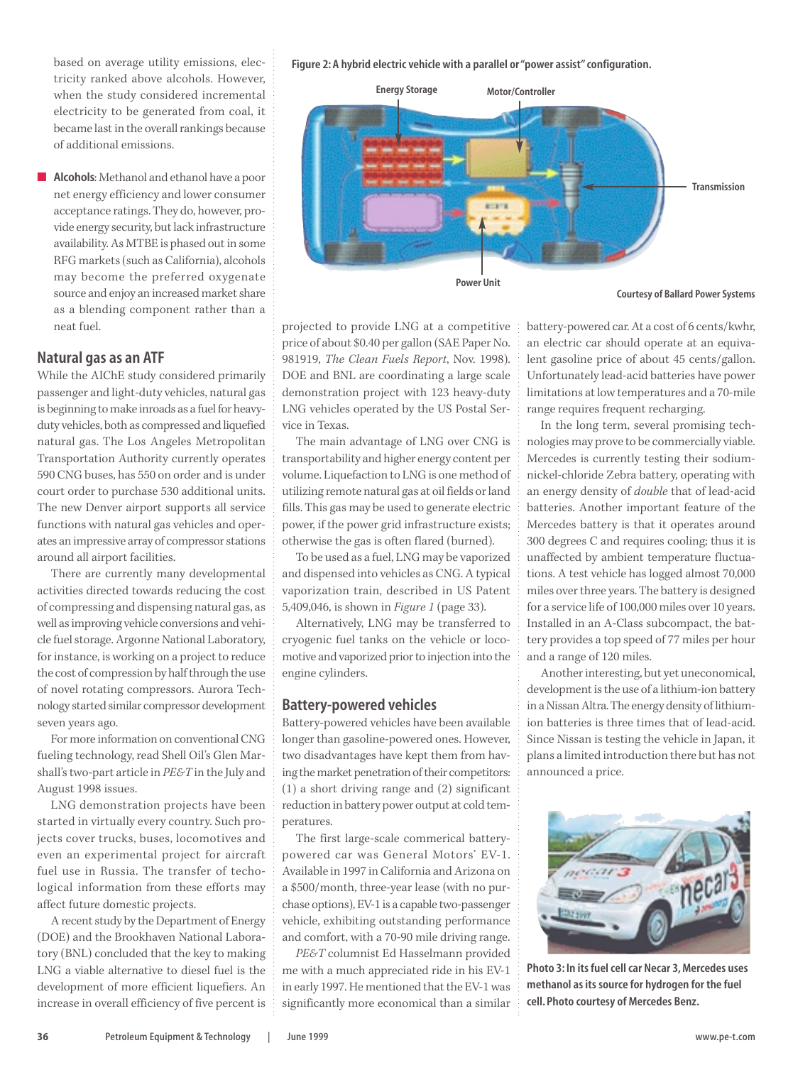based on average utility emissions, electricity ranked above alcohols. However, when the study considered incremental electricity to be generated from coal, it became last in the overall rankings because of additional emissions.

- **Alcohols**: Methanol and ethanol have a poor net energy efficiency and lower consumer acceptance ratings. They do, however, provide energy security, but lack infrastructure availability. As MTBE is phased out in some RFG markets (such as California), alcohols may become the preferred oxygenate source and enjoy an increased market share as a blending component rather than a neat fuel.

## Natural gas as an ATF

While the AIChE study considered primarily passenger and light-duty vehicles, natural gas is beginning to make inroads as a fuel for heavy-duty vehicles, both as compressed and liquefied natural gas. The Los Angeles Metropolitan Transportation Authority currently operates 590 CNG buses, has 550 on order and is under court order to purchase 530 additional units. The new Denver airport supports all service functions with natural gas vehicles and operates an impressive array of compressor stations around all airport facilities.

There are currently many developmental activities directed towards reducing the cost of compressing and dispensing natural gas, as well as improving vehicle conversions and vehicle fuel storage. Argonne National Laboratory, for instance, is working on a project to reduce the cost of compression by half through the use of novel rotating compressors. Aurora Technology started similar compressor development seven years ago.

For more information on conventional CNG fueling technology, read Shell Oil's Glen Marshall's two-part article in *PE&T* in the July and August 1998 issues.

LNG demonstration projects have been started in virtually every country. Such projects cover trucks, buses, locomotives and even an experimental project for aircraft fuel use in Russia. The transfer of techological information from these efforts may affect future domestic projects.

A recent study by the Department of Energy (DOE) and the Brookhaven National Laboratory (BNL) concluded that the key to making LNG a viable alternative to diesel fuel is the development of more efficient liquefiers. An increase in overall efficiency of five percent is projected to provide LNG at a competitive price of about $0.40 per gallon (SAE Paper No. 981919, *The Clean Fuels Report*, Nov. 1998). DOE and BNL are coordinating a large scale demonstration project with 123 heavy-duty LNG vehicles operated by the US Postal Service in Texas.

The main advantage of LNG over CNG is transportability and higher energy content per volume. Liquefaction to LNG is one method of utilizing remote natural gas at oil fields or land fills. This gas may be used to generate electric power, if the power grid infrastructure exists; otherwise the gas is often flared (burned).

To be used as a fuel, LNG may be vaporized and dispensed into vehicles as CNG. A typical vaporization train, described in US Patent 5,409,046, is shown in *Figure 1* (page 33).

Alternatively, LNG may be transferred to cryogenic fuel tanks on the vehicle or locomotive and vaporized prior to injection into the engine cylinders.

**Figure 2: A hybrid electric vehicle with a parallel or "power assist" configuration.**

Energy Storage · Motor/Controller · Transmission · Power Unit

Courtesy of Ballard Power Systems

## Battery-powered vehicles

Battery-powered vehicles have been available longer than gasoline-powered ones. However, two disadvantages have kept them from having the market penetration of their competitors: (1) a short driving range and (2) significant reduction in battery power output at cold temperatures.

The first large-scale commerical battery-powered car was General Motors' EV-1. Available in 1997 in California and Arizona on a $500/month, three-year lease (with no purchase options), EV-1 is a capable two-passenger vehicle, exhibiting outstanding performance and comfort, with a 70-90 mile driving range.

*PE&T* columnist Ed Hasselmann provided me with a much appreciated ride in his EV-1 in early 1997. He mentioned that the EV-1 was significantly more economical than a similar battery-powered car. At a cost of 6 cents/kwhr, an electric car should operate at an equivalent gasoline price of about 45 cents/gallon. Unfortunately lead-acid batteries have power limitations at low temperatures and a 70-mile range requires frequent recharging.

In the long term, several promising technologies may prove to be commercially viable. Mercedes is currently testing their sodium-nickel-chloride Zebra battery, operating with an energy density of *double* that of lead-acid batteries. Another important feature of the Mercedes battery is that it operates around 300 degrees C and requires cooling; thus it is unaffected by ambient temperature fluctuations. A test vehicle has logged almost 70,000 miles over three years. The battery is designed for a service life of 100,000 miles over 10 years. Installed in an A-Class subcompact, the battery provides a top speed of 77 miles per hour and a range of 120 miles.

Another interesting, but yet uneconomical, development is the use of a lithium-ion battery in a Nissan Altra. The energy density of lithium-ion batteries is three times that of lead-acid. Since Nissan is testing the vehicle in Japan, it plans a limited introduction there but has not announced a price.

**Photo 3: In its fuel cell car Necar 3, Mercedes uses methanol as its source for hydrogen for the fuel cell. Photo courtesy of Mercedes Benz.**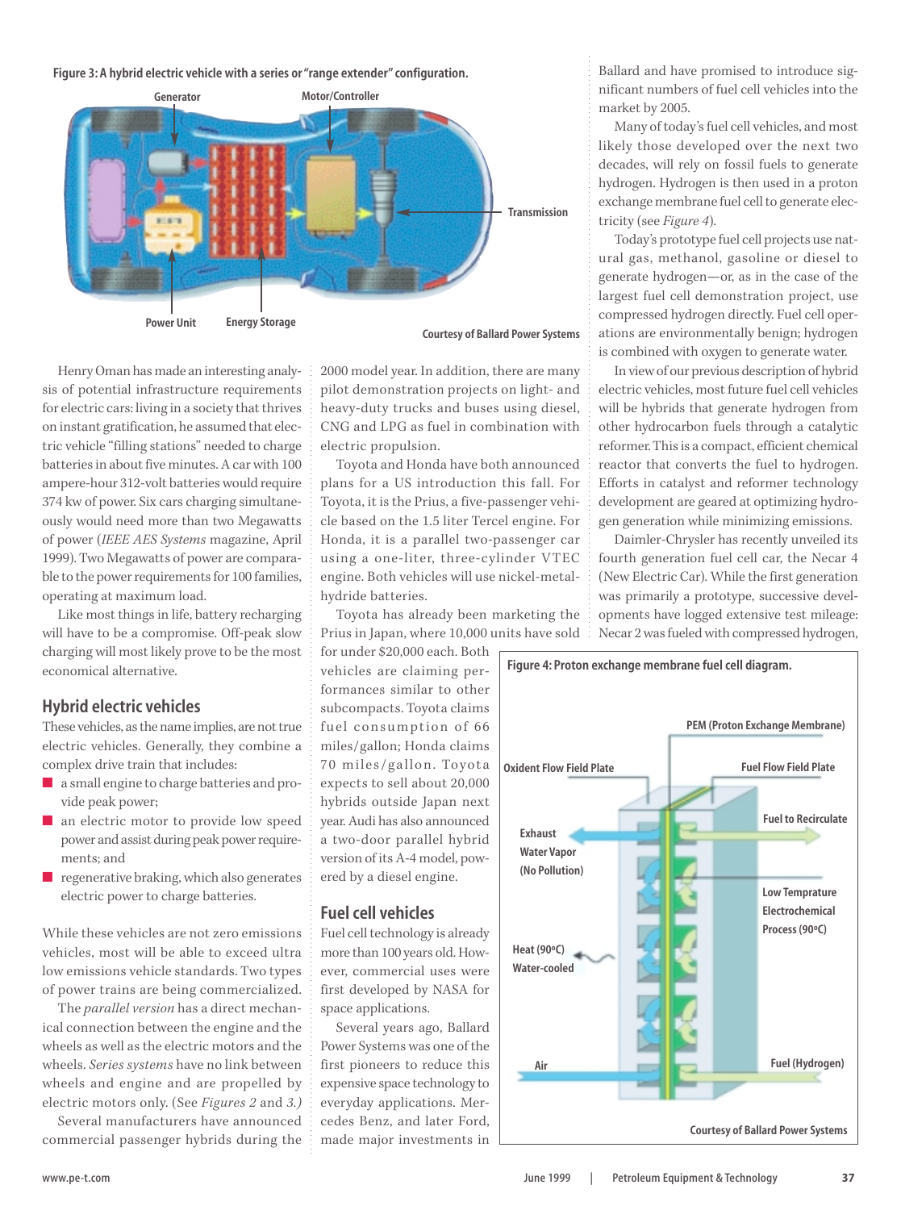Figure 3: A hybrid electric vehicle with a series or "range extender" configuration.

Generator

Motor/Controller

Transmission

Power Unit

Energy Storage

Courtesy of Ballard Power Systems

Henry Oman has made an interesting analysis of potential infrastructure requirements for electric cars: living in a society that thrives on instant gratification, he assumed that electric vehicle "filling stations" needed to charge batteries in about five minutes. A car with 100 ampere-hour 312-volt batteries would require 374 kw of power. Six cars charging simultaneously would need more than two Megawatts of power (*IEEE AES Systems* magazine, April 1999). Two Megawatts of power are comparable to the power requirements for 100 families, operating at maximum load.

Like most things in life, battery recharging will have to be a compromise. Off-peak slow charging will most likely prove to be the most economical alternative.

## Hybrid electric vehicles

These vehicles, as the name implies, are not true electric vehicles. Generally, they combine a complex drive train that includes:

- a small engine to charge batteries and provide peak power;
- an electric motor to provide low speed power and assist during peak power requirements; and
- regenerative braking, which also generates electric power to charge batteries.

While these vehicles are not zero emissions vehicles, most will be able to exceed ultra low emissions vehicle standards. Two types of power trains are being commercialized.

The *parallel version* has a direct mechanical connection between the engine and the wheels as well as the electric motors and the wheels. *Series systems* have no link between wheels and engine and are propelled by electric motors only. (See *Figures 2* and *3.)*

Several manufacturers have announced commercial passenger hybrids during the 2000 model year. In addition, there are many pilot demonstration projects on light- and heavy-duty trucks and buses using diesel, CNG and LPG as fuel in combination with electric propulsion.

Toyota and Honda have both announced plans for a US introduction this fall. For Toyota, it is the Prius, a five-passenger vehicle based on the 1.5 liter Tercel engine. For Honda, it is a parallel two-passenger car using a one-liter, three-cylinder VTEC engine. Both vehicles will use nickel-metal-hydride batteries.

Toyota has already been marketing the Prius in Japan, where 10,000 units have sold for under $20,000 each. Both vehicles are claiming performances similar to other subcompacts. Toyota claims fuel consumption of 66 miles/gallon; Honda claims 70 miles/gallon. Toyota expects to sell about 20,000 hybrids outside Japan next year. Audi has also announced a two-door parallel hybrid version of its A-4 model, powered by a diesel engine.

## Fuel cell vehicles

Fuel cell technology is already more than 100 years old. However, commercial uses were first developed by NASA for space applications.

Several years ago, Ballard Power Systems was one of the first pioneers to reduce this expensive space technology to everyday applications. Mercedes Benz, and later Ford, made major investments in Ballard and have promised to introduce significant numbers of fuel cell vehicles into the market by 2005.

Many of today's fuel cell vehicles, and most likely those developed over the next two decades, will rely on fossil fuels to generate hydrogen. Hydrogen is then used in a proton exchange membrane fuel cell to generate electricity (see *Figure 4*).

Today's prototype fuel cell projects use natural gas, methanol, gasoline or diesel to generate hydrogen—or, as in the case of the largest fuel cell demonstration project, use compressed hydrogen directly. Fuel cell operations are environmentally benign; hydrogen is combined with oxygen to generate water.

In view of our previous description of hybrid electric vehicles, most future fuel cell vehicles will be hybrids that generate hydrogen from other hydrocarbon fuels through a catalytic reformer. This is a compact, efficient chemical reactor that converts the fuel to hydrogen. Efforts in catalyst and reformer technology development are geared at optimizing hydrogen generation while minimizing emissions.

Daimler-Chrysler has recently unveiled its fourth generation fuel cell car, the Necar 4 (New Electric Car). While the first generation was primarily a prototype, successive developments have logged extensive test mileage: Necar 2 was fueled with compressed hydrogen,

Figure 4: Proton exchange membrane fuel cell diagram.

PEM (Proton Exchange Membrane)

Oxident Flow Field Plate

Fuel Flow Field Plate

Exhaust Water Vapor (No Pollution)

Fuel to Recirculate

Low Temprature Electrochemical Process (90ºC)

Heat (90ºC) Water-cooled

Air

Fuel (Hydrogen)

Courtesy of Ballard Power Systems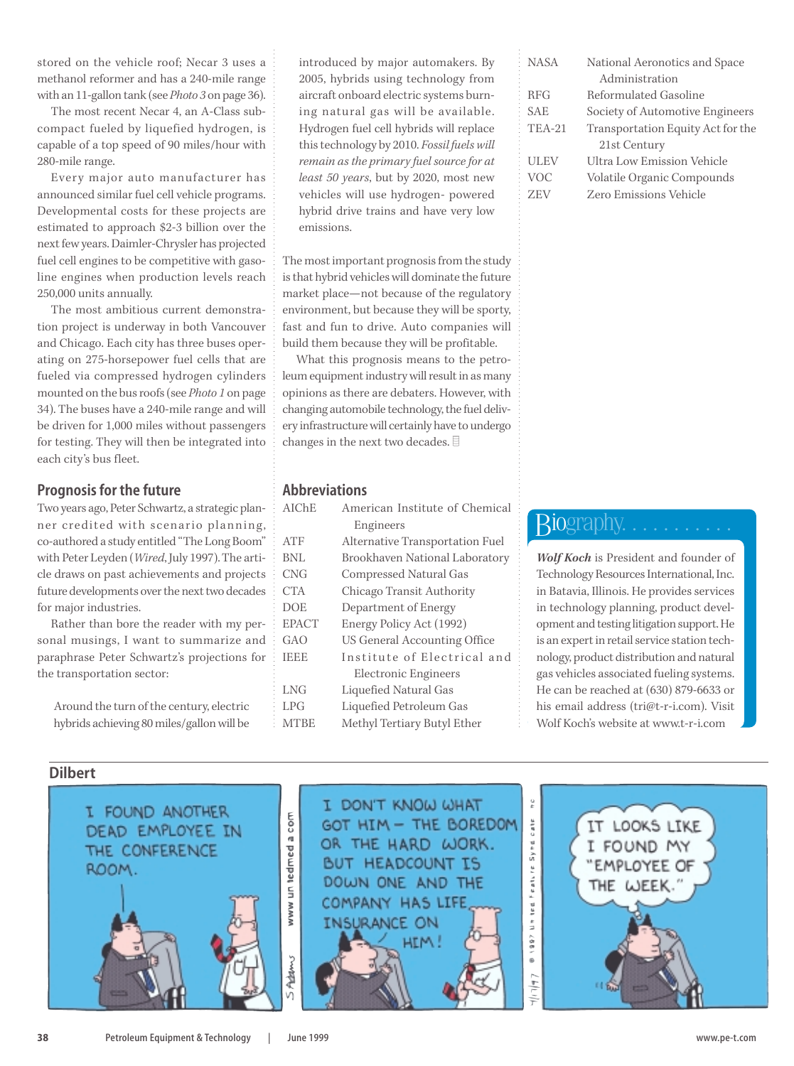stored on the vehicle roof; Necar 3 uses a methanol reformer and has a 240-mile range with an 11-gallon tank (see *Photo 3* on page 36).

The most recent Necar 4, an A-Class subcompact fueled by liquefied hydrogen, is capable of a top speed of 90 miles/hour with 280-mile range.

Every major auto manufacturer has announced similar fuel cell vehicle programs. Developmental costs for these projects are estimated to approach $2-3 billion over the next few years. Daimler-Chrysler has projected fuel cell engines to be competitive with gasoline engines when production levels reach 250,000 units annually.

The most ambitious current demonstration project is underway in both Vancouver and Chicago. Each city has three buses operating on 275-horsepower fuel cells that are fueled via compressed hydrogen cylinders mounted on the bus roofs (see *Photo 1* on page 34). The buses have a 240-mile range and will be driven for 1,000 miles without passengers for testing. They will then be integrated into each city's bus fleet.

## Prognosis for the future

Two years ago, Peter Schwartz, a strategic planner credited with scenario planning, co-authored a study entitled "The Long Boom" with Peter Leyden (*Wired*, July 1997). The article draws on past achievements and projects future developments over the next two decades for major industries.

Rather than bore the reader with my personal musings, I want to summarize and paraphrase Peter Schwartz's projections for the transportation sector:

> Around the turn of the century, electric hybrids achieving 80 miles/gallon will be introduced by major automakers. By 2005, hybrids using technology from aircraft onboard electric systems burning natural gas will be available. Hydrogen fuel cell hybrids will replace this technology by 2010. *Fossil fuels will remain as the primary fuel source for at least 50 years*, but by 2020, most new vehicles will use hydrogen- powered hybrid drive trains and have very low emissions.

The most important prognosis from the study is that hybrid vehicles will dominate the future market place—not because of the regulatory environment, but because they will be sporty, fast and fun to drive. Auto companies will build them because they will be profitable.

What this prognosis means to the petroleum equipment industry will result in as many opinions as there are debaters. However, with changing automobile technology, the fuel delivery infrastructure will certainly have to undergo changes in the next two decades.

## Abbreviations

| | |
|---|---|
| AIChE | American Institute of Chemical Engineers |
| ATF | Alternative Transportation Fuel |
| BNL | Brookhaven National Laboratory |
| CNG | Compressed Natural Gas |
| CTA | Chicago Transit Authority |
| DOE | Department of Energy |
| EPACT | Energy Policy Act (1992) |
| GAO | US General Accounting Office |
| IEEE | Institute of Electrical and Electronic Engineers |
| LNG | Liquefied Natural Gas |
| LPG | Liquefied Petroleum Gas |
| MTBE | Methyl Tertiary Butyl Ether |
| NASA | National Aeronotics and Space Administration |
| RFG | Reformulated Gasoline |
| SAE | Society of Automotive Engineers |
| TEA-21 | Transportation Equity Act for the 21st Century |
| ULEV | Ultra Low Emission Vehicle |
| VOC | Volatile Organic Compounds |
| ZEV | Zero Emissions Vehicle |

## Biography

***Wolf Koch*** is President and founder of Technology Resources International, Inc. in Batavia, Illinois. He provides services in technology planning, product development and testing litigation support. He is an expert in retail service station technology, product distribution and natural gas vehicles associated fueling systems. He can be reached at (630) 879-6633 or his email address (tri@t-r-i.com). Visit Wolf Koch's website at www.t-r-i.com

## Dilbert